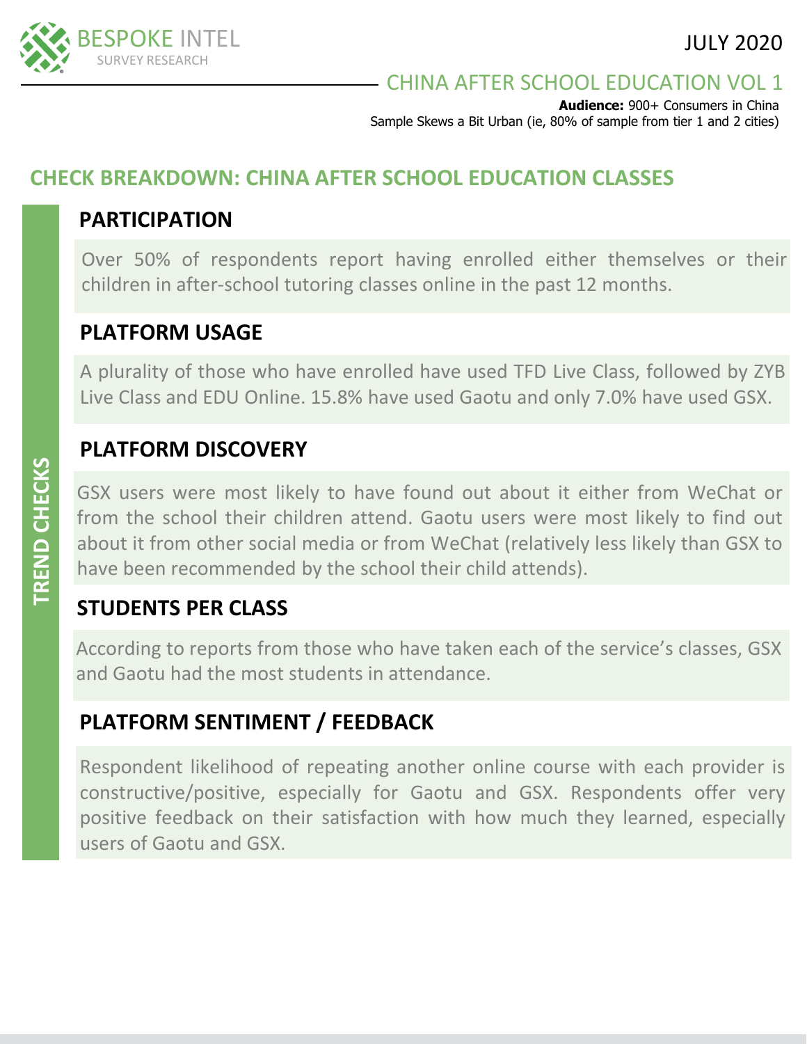BESPOKE INTEL
SURVEY RESEARCH

JULY 2020

# CHINA AFTER SCHOOL EDUCATION VOL 1

**Audience:** 900+ Consumers in China
Sample Skews a Bit Urban (ie, 80% of sample from tier 1 and 2 cities)

## CHECK BREAKDOWN: CHINA AFTER SCHOOL EDUCATION CLASSES

TREND CHECKS

### PARTICIPATION

Over 50% of respondents report having enrolled either themselves or their children in after-school tutoring classes online in the past 12 months.

### PLATFORM USAGE

A plurality of those who have enrolled have used TFD Live Class, followed by ZYB Live Class and EDU Online. 15.8% have used Gaotu and only 7.0% have used GSX.

### PLATFORM DISCOVERY

GSX users were most likely to have found out about it either from WeChat or from the school their children attend. Gaotu users were most likely to find out about it from other social media or from WeChat (relatively less likely than GSX to have been recommended by the school their child attends).

### STUDENTS PER CLASS

According to reports from those who have taken each of the service's classes, GSX and Gaotu had the most students in attendance.

### PLATFORM SENTIMENT / FEEDBACK

Respondent likelihood of repeating another online course with each provider is constructive/positive, especially for Gaotu and GSX. Respondents offer very positive feedback on their satisfaction with how much they learned, especially users of Gaotu and GSX.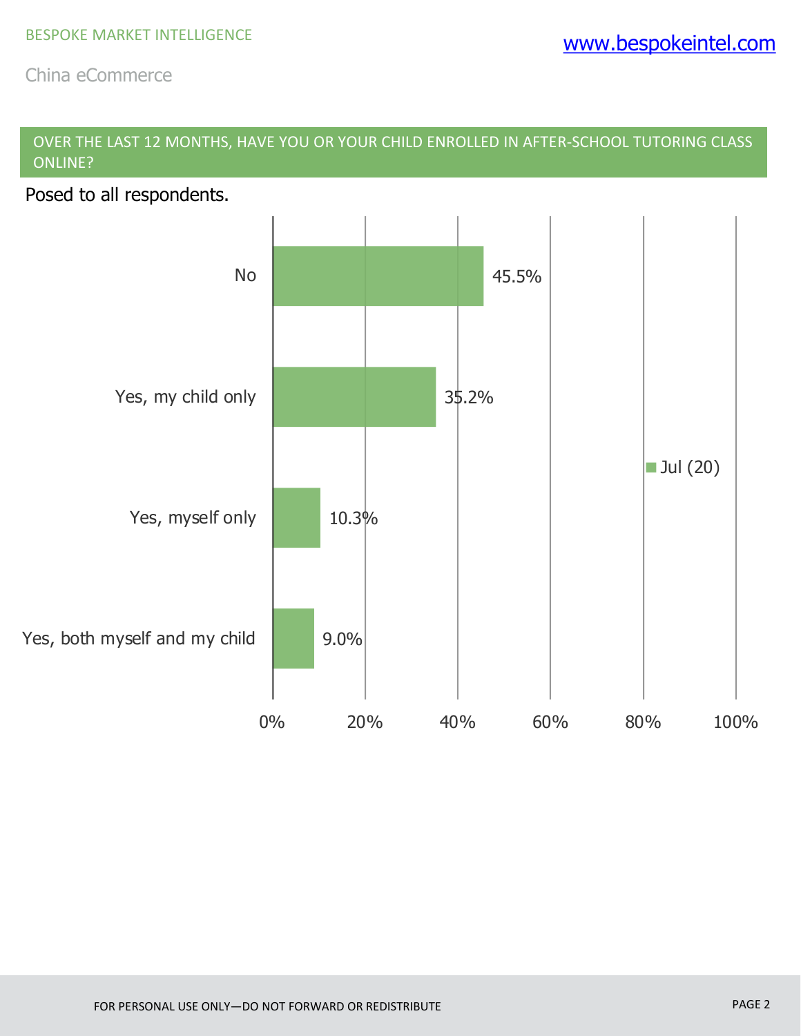## OVER THE LAST 12 MONTHS, HAVE YOU OR YOUR CHILD ENROLLED IN AFTER-SCHOOL TUTORING CLASS ONLINE?

Posed to all respondents.

| Response | Jul (20) |
| --- | --- |
| No | 45.5% |
| Yes, my child only | 35.2% |
| Yes, myself only | 10.3% |
| Yes, both myself and my child | 9.0% |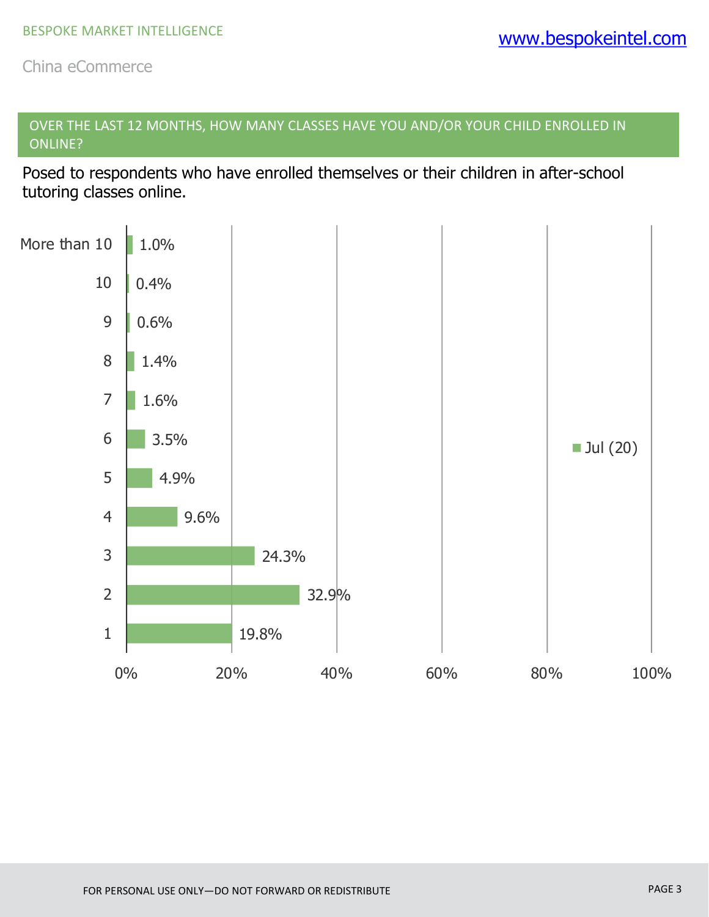## OVER THE LAST 12 MONTHS, HOW MANY CLASSES HAVE YOU AND/OR YOUR CHILD ENROLLED IN ONLINE?

Posed to respondents who have enrolled themselves or their children in after-school tutoring classes online.

| Number of classes | Jul (20) |
|---|---|
| More than 10 | 1.0% |
| 10 | 0.4% |
| 9 | 0.6% |
| 8 | 1.4% |
| 7 | 1.6% |
| 6 | 3.5% |
| 5 | 4.9% |
| 4 | 9.6% |
| 3 | 24.3% |
| 2 | 32.9% |
| 1 | 19.8% |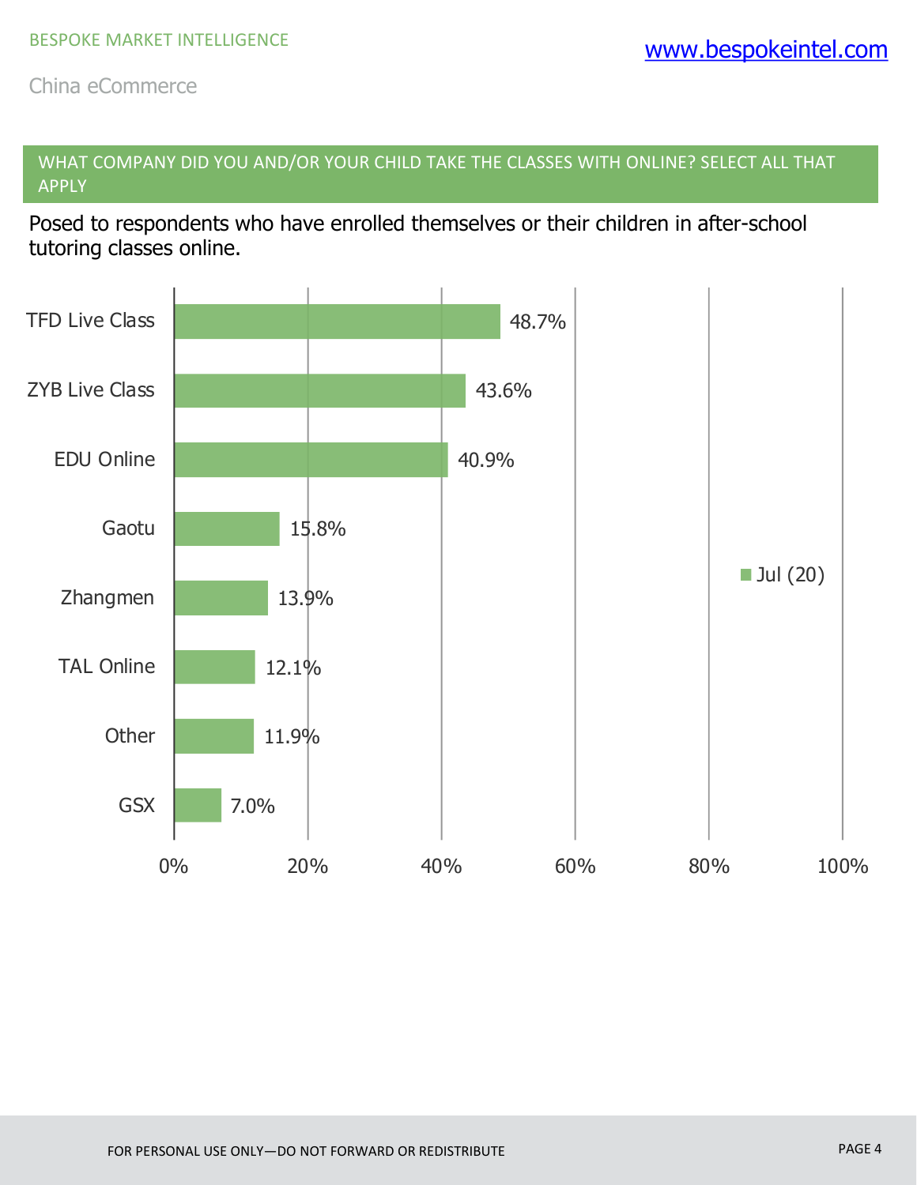## WHAT COMPANY DID YOU AND/OR YOUR CHILD TAKE THE CLASSES WITH ONLINE? SELECT ALL THAT APPLY

Posed to respondents who have enrolled themselves or their children in after-school tutoring classes online.

| Company | Jul (20) |
|---|---|
| TFD Live Class | 48.7% |
| ZYB Live Class | 43.6% |
| EDU Online | 40.9% |
| Gaotu | 15.8% |
| Zhangmen | 13.9% |
| TAL Online | 12.1% |
| Other | 11.9% |
| GSX | 7.0% |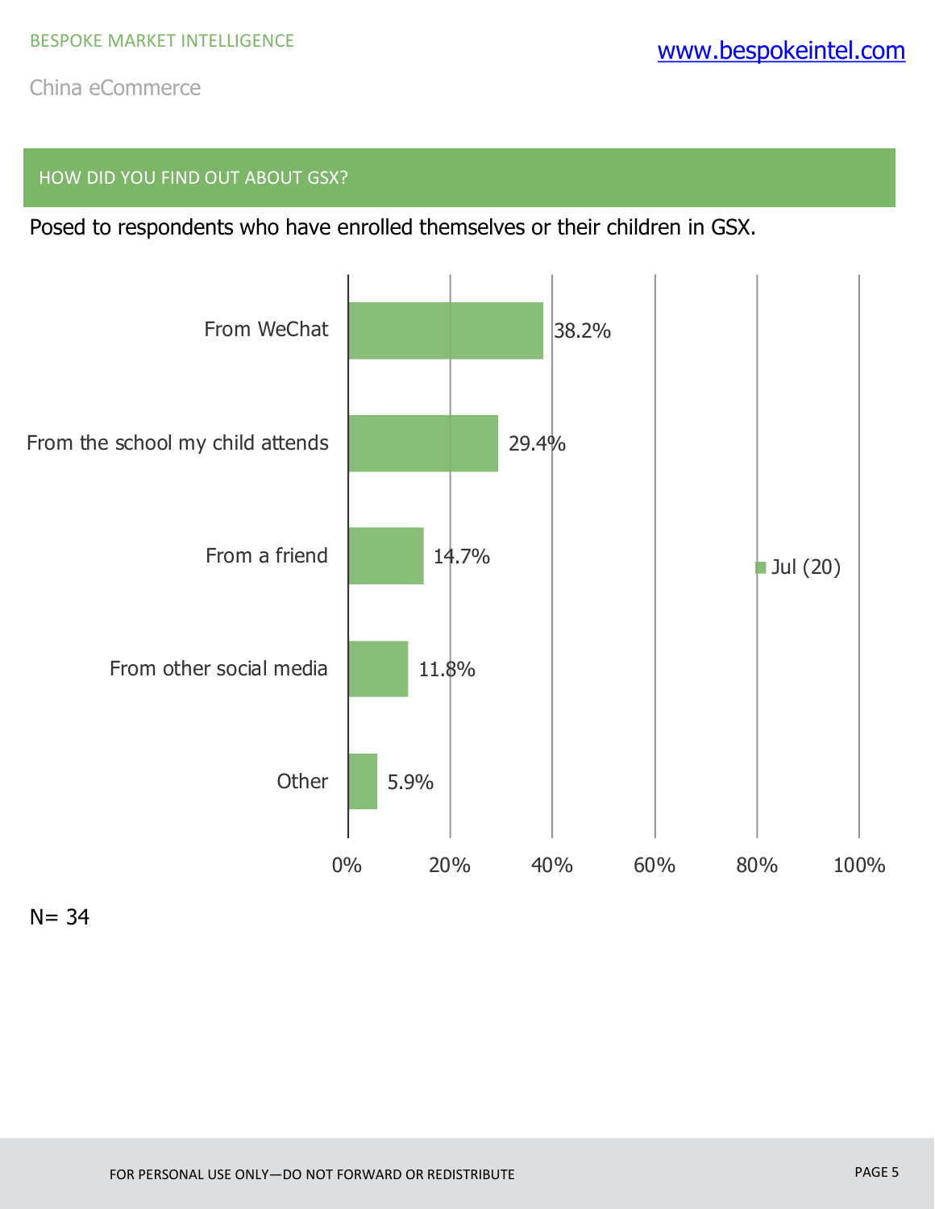## HOW DID YOU FIND OUT ABOUT GSX?

Posed to respondents who have enrolled themselves or their children in GSX.

| | Jul (20) |
|---|---|
| From WeChat | 38.2% |
| From the school my child attends | 29.4% |
| From a friend | 14.7% |
| From other social media | 11.8% |
| Other | 5.9% |

N= 34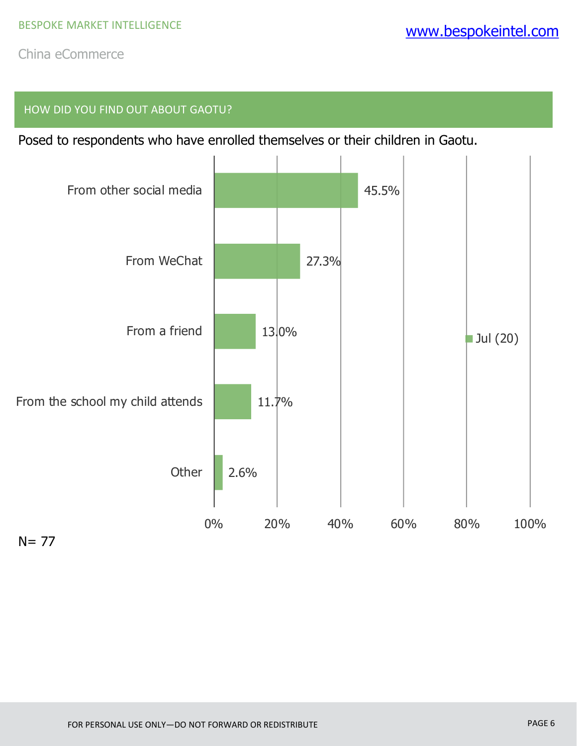## HOW DID YOU FIND OUT ABOUT GAOTU?

Posed to respondents who have enrolled themselves or their children in Gaotu.

| | Jul (20) |
|---|---|
| From other social media | 45.5% |
| From WeChat | 27.3% |
| From a friend | 13.0% |
| From the school my child attends | 11.7% |
| Other | 2.6% |

N= 77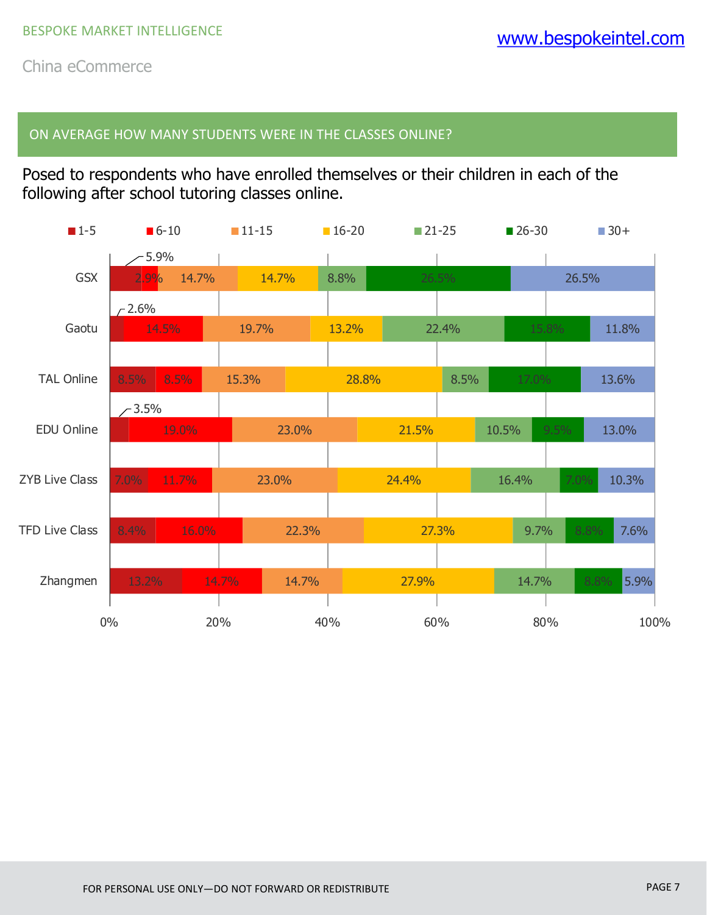## ON AVERAGE HOW MANY STUDENTS WERE IN THE CLASSES ONLINE?

Posed to respondents who have enrolled themselves or their children in each of the following after school tutoring classes online.

| | 1-5 | 6-10 | 11-15 | 16-20 | 21-25 | 26-30 | 30+ |
|---|---|---|---|---|---|---|---|
| GSX | 5.9% | 2.9% | 14.7% | 14.7% | 8.8% | 26.5% | 26.5% |
| Gaotu | 2.6% | 14.5% | 19.7% | 13.2% | 22.4% | 15.8% | 11.8% |
| TAL Online | 8.5% | 8.5% | 15.3% | 28.8% | 8.5% | 17.0% | 13.6% |
| EDU Online | 3.5% | 19.0% | 23.0% | 21.5% | 10.5% | 9.5% | 13.0% |
| ZYB Live Class | 7.0% | 11.7% | 23.0% | 24.4% | 16.4% | 7.0% | 10.3% |
| TFD Live Class | 8.4% | 16.0% | 22.3% | 27.3% | 9.7% | 8.8% | 7.6% |
| Zhangmen | 13.2% | 14.7% | 14.7% | 27.9% | 14.7% | 8.8% | 5.9% |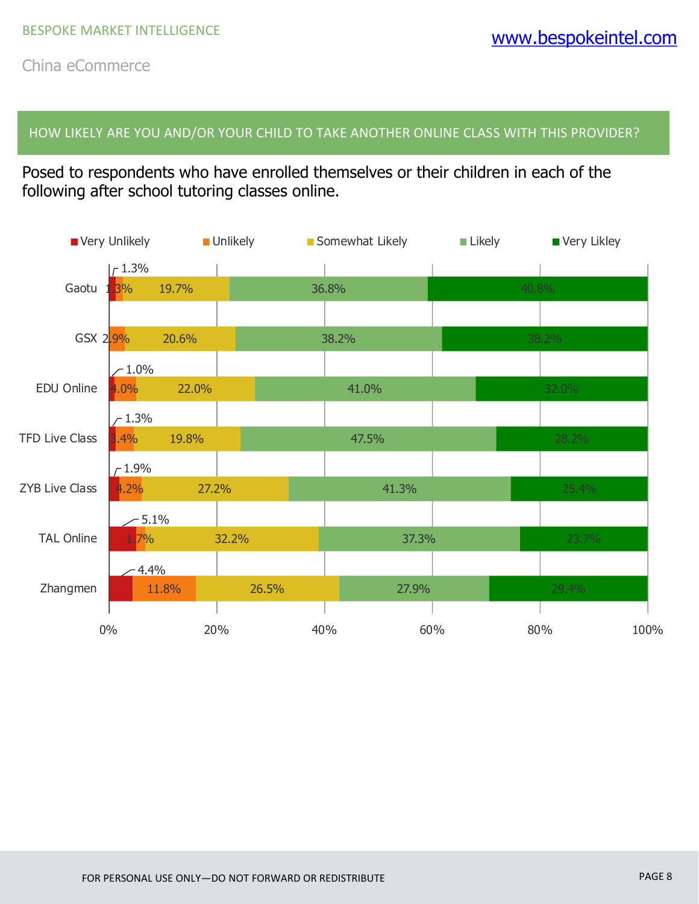## HOW LIKELY ARE YOU AND/OR YOUR CHILD TO TAKE ANOTHER ONLINE CLASS WITH THIS PROVIDER?

Posed to respondents who have enrolled themselves or their children in each of the following after school tutoring classes online.

| | Very Unlikely | Unlikely | Somewhat Likely | Likely | Very Likley |
|---|---|---|---|---|---|
| Gaotu | 1.3% | 1.3% | 19.7% | 36.8% | 40.8% |
| GSX | | 2.9% | 20.6% | 38.2% | 38.2% |
| EDU Online | 1.0% | 4.0% | 22.0% | 41.0% | 32.0% |
| TFD Live Class | 1.3% | 3.4% | 19.8% | 47.5% | 28.2% |
| ZYB Live Class | 1.9% | 4.2% | 27.2% | 41.3% | 25.4% |
| TAL Online | 5.1% | 1.7% | 32.2% | 37.3% | 23.7% |
| Zhangmen | 4.4% | 11.8% | 26.5% | 27.9% | 29.4% |

FOR PERSONAL USE ONLY—DO NOT FORWARD OR REDISTRIBUTE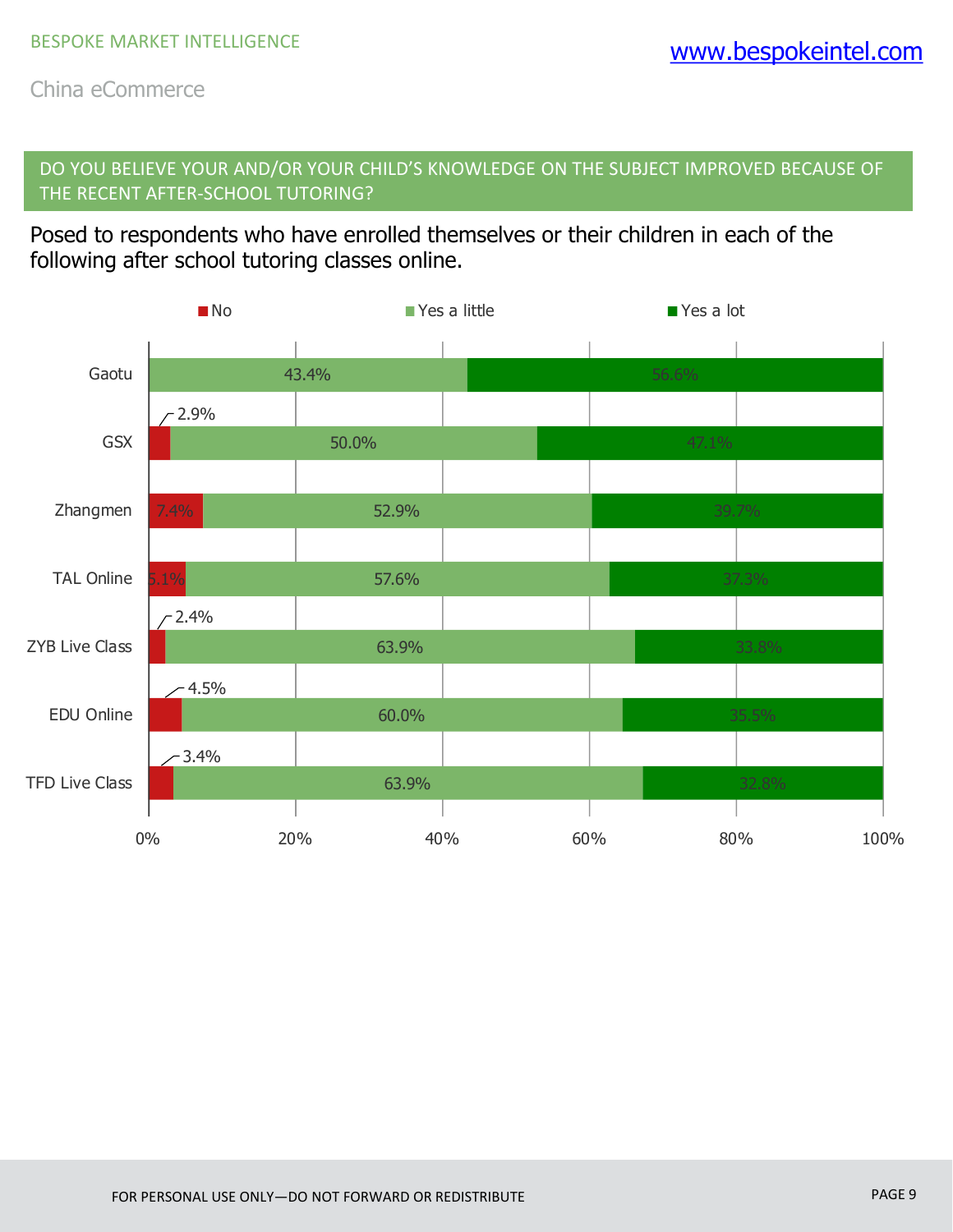## DO YOU BELIEVE YOUR AND/OR YOUR CHILD'S KNOWLEDGE ON THE SUBJECT IMPROVED BECAUSE OF THE RECENT AFTER-SCHOOL TUTORING?

Posed to respondents who have enrolled themselves or their children in each of the following after school tutoring classes online.

No
Yes a little
Yes a lot

Gaotu
43.4%
56.6%

GSX
2.9%
50.0%
47.1%

Zhangmen
7.4%
52.9%
39.7%

TAL Online
5.1%
57.6%
37.3%

ZYB Live Class
2.4%
63.9%
33.8%

EDU Online
4.5%
60.0%
35.5%

TFD Live Class
3.4%
63.9%
32.8%

0%
20%
40%
60%
80%
100%

FOR PERSONAL USE ONLY—DO NOT FORWARD OR REDISTRIBUTE